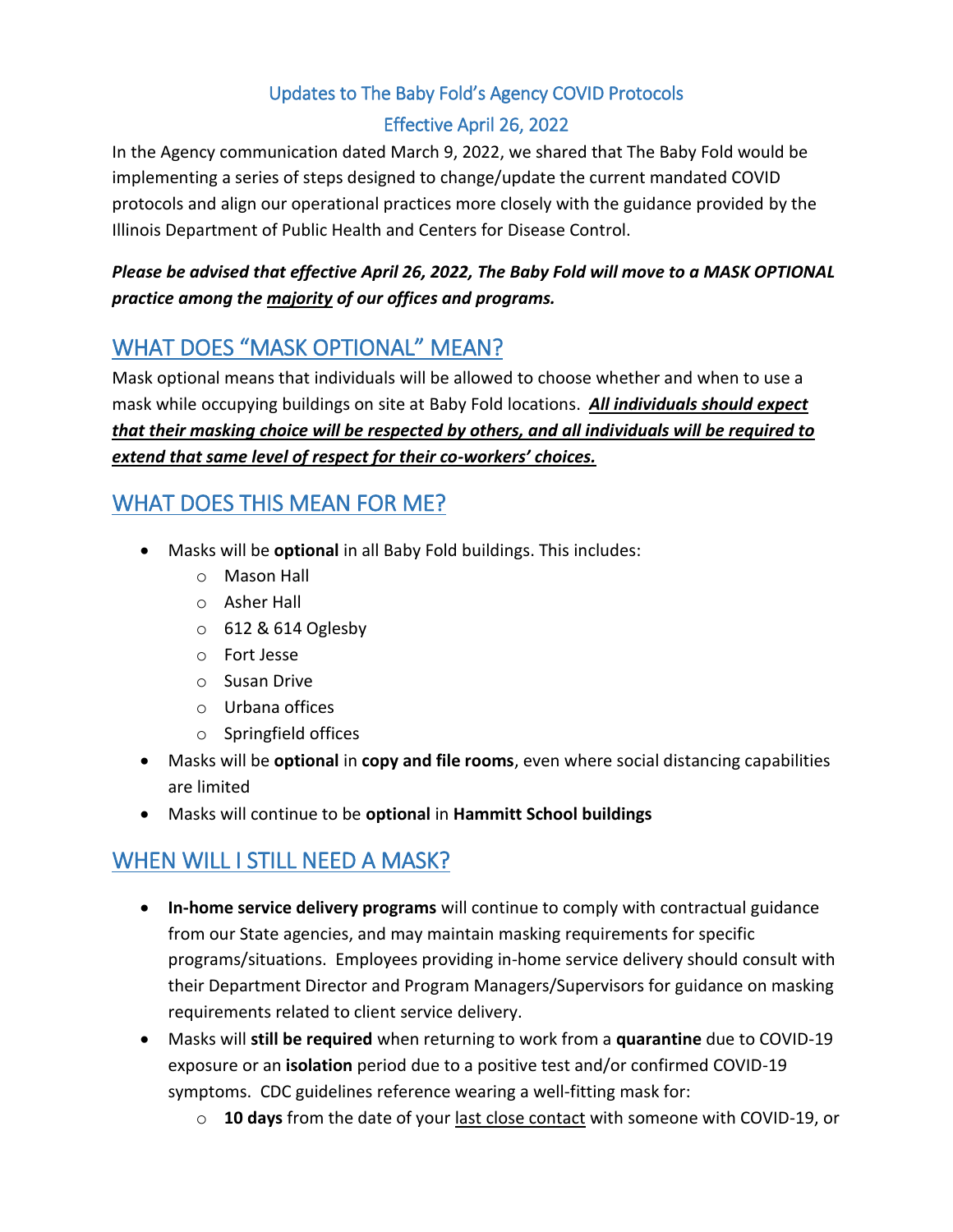# Updates to The Baby Fold's Agency COVID Protocols

# Effective April 26, 2022

In the Agency communication dated March 9, 2022, we shared that The Baby Fold would be implementing a series of steps designed to change/update the current mandated COVID protocols and align our operational practices more closely with the guidance provided by the Illinois Department of Public Health and Centers for Disease Control.

***Please be advised that effective April 26, 2022, The Baby Fold will move to a MASK OPTIONAL practice among the <u>majority</u> of our offices and programs.***

## WHAT DOES "MASK OPTIONAL" MEAN?

Mask optional means that individuals will be allowed to choose whether and when to use a mask while occupying buildings on site at Baby Fold locations. ***<u>All individuals should expect that their masking choice will be respected by others, and all individuals will be required to extend that same level of respect for their co-workers' choices.</u>***

## WHAT DOES THIS MEAN FOR ME?

- Masks will be **optional** in all Baby Fold buildings. This includes:
  - Mason Hall
  - Asher Hall
  - 612 & 614 Oglesby
  - Fort Jesse
  - Susan Drive
  - Urbana offices
  - Springfield offices
- Masks will be **optional** in **copy and file rooms**, even where social distancing capabilities are limited
- Masks will continue to be **optional** in **Hammitt School buildings**

## WHEN WILL I STILL NEED A MASK?

- **In-home service delivery programs** will continue to comply with contractual guidance from our State agencies, and may maintain masking requirements for specific programs/situations. Employees providing in-home service delivery should consult with their Department Director and Program Managers/Supervisors for guidance on masking requirements related to client service delivery.
- Masks will **still be required** when returning to work from a **quarantine** due to COVID-19 exposure or an **isolation** period due to a positive test and/or confirmed COVID-19 symptoms. CDC guidelines reference wearing a well-fitting mask for:
  - **10 days** from the date of your <u>last close contact</u> with someone with COVID-19, or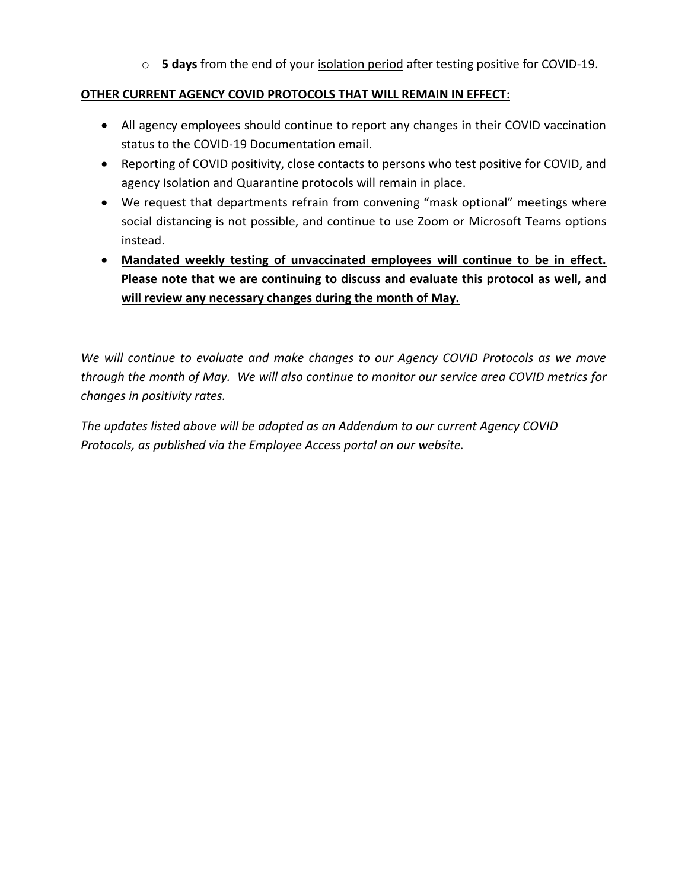- **5 days** from the end of your isolation period after testing positive for COVID-19.

**OTHER CURRENT AGENCY COVID PROTOCOLS THAT WILL REMAIN IN EFFECT:**

- All agency employees should continue to report any changes in their COVID vaccination status to the COVID-19 Documentation email.
- Reporting of COVID positivity, close contacts to persons who test positive for COVID, and agency Isolation and Quarantine protocols will remain in place.
- We request that departments refrain from convening "mask optional" meetings where social distancing is not possible, and continue to use Zoom or Microsoft Teams options instead.
- **Mandated weekly testing of unvaccinated employees will continue to be in effect. Please note that we are continuing to discuss and evaluate this protocol as well, and will review any necessary changes during the month of May.**

*We will continue to evaluate and make changes to our Agency COVID Protocols as we move through the month of May. We will also continue to monitor our service area COVID metrics for changes in positivity rates.*

*The updates listed above will be adopted as an Addendum to our current Agency COVID Protocols, as published via the Employee Access portal on our website.*